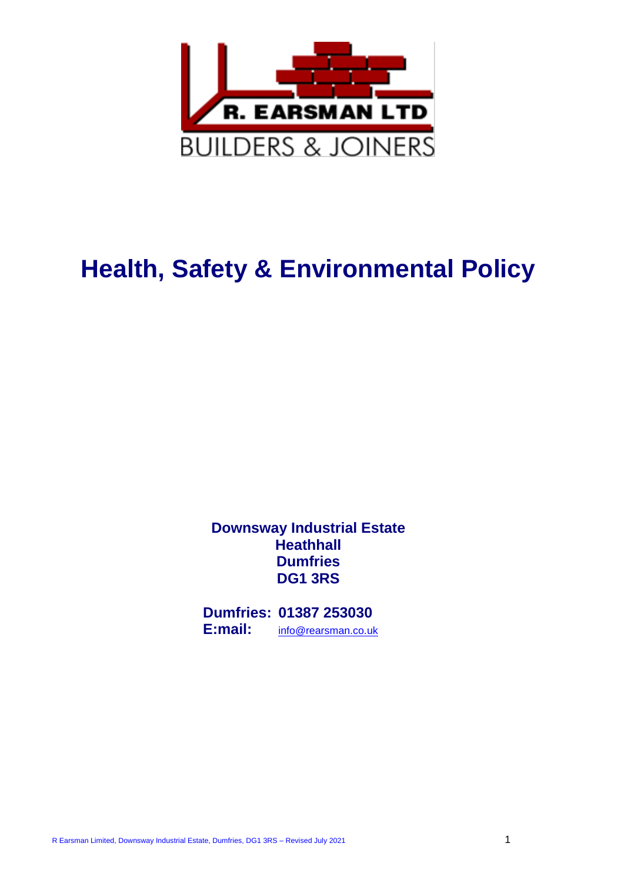R. EARSMAN LTD

BUILDERS & JOINERS

# Health, Safety & Environmental Policy

**Downsway Industrial Estate**
**Heathhall**
**Dumfries**
**DG1 3RS**

**Dumfries: 01387 253030**
**E:mail:** info@rearsman.co.uk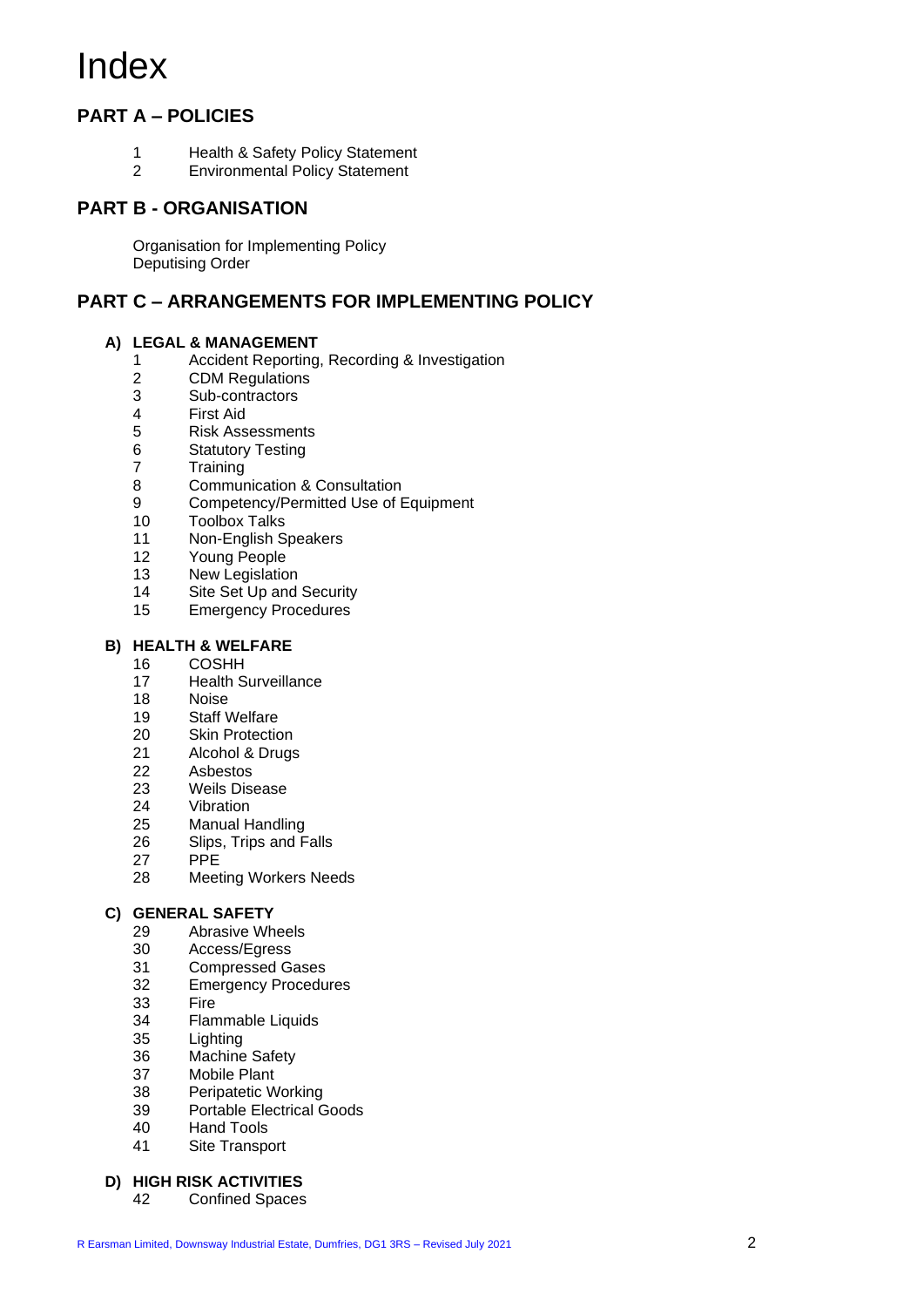# Index

## PART A – POLICIES

1 Health & Safety Policy Statement
2 Environmental Policy Statement

## PART B - ORGANISATION

Organisation for Implementing Policy
Deputising Order

## PART C – ARRANGEMENTS FOR IMPLEMENTING POLICY

### A) LEGAL & MANAGEMENT

1 Accident Reporting, Recording & Investigation
2 CDM Regulations
3 Sub-contractors
4 First Aid
5 Risk Assessments
6 Statutory Testing
7 Training
8 Communication & Consultation
9 Competency/Permitted Use of Equipment
10 Toolbox Talks
11 Non-English Speakers
12 Young People
13 New Legislation
14 Site Set Up and Security
15 Emergency Procedures

### B) HEALTH & WELFARE

16 COSHH
17 Health Surveillance
18 Noise
19 Staff Welfare
20 Skin Protection
21 Alcohol & Drugs
22 Asbestos
23 Weils Disease
24 Vibration
25 Manual Handling
26 Slips, Trips and Falls
27 PPE
28 Meeting Workers Needs

### C) GENERAL SAFETY

29 Abrasive Wheels
30 Access/Egress
31 Compressed Gases
32 Emergency Procedures
33 Fire
34 Flammable Liquids
35 Lighting
36 Machine Safety
37 Mobile Plant
38 Peripatetic Working
39 Portable Electrical Goods
40 Hand Tools
41 Site Transport

### D) HIGH RISK ACTIVITIES

42 Confined Spaces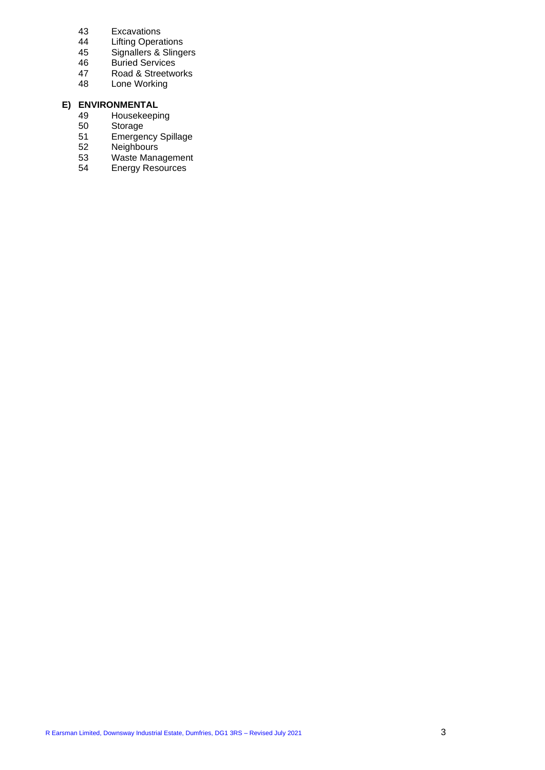43 Excavations
44 Lifting Operations
45 Signallers & Slingers
46 Buried Services
47 Road & Streetworks
48 Lone Working

**E) ENVIRONMENTAL**

49 Housekeeping
50 Storage
51 Emergency Spillage
52 Neighbours
53 Waste Management
54 Energy Resources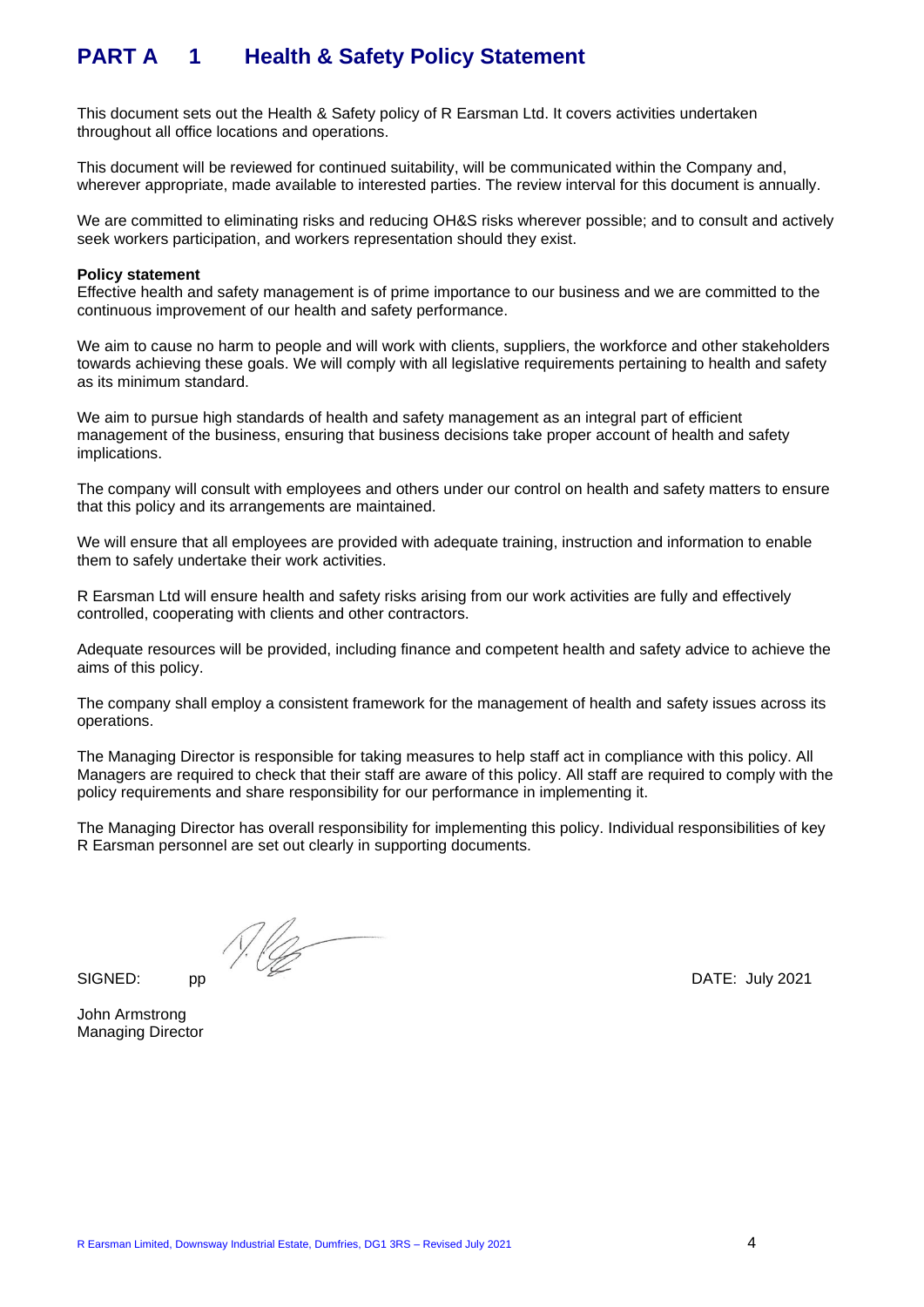# PART A 1 Health & Safety Policy Statement

This document sets out the Health & Safety policy of R Earsman Ltd. It covers activities undertaken throughout all office locations and operations.

This document will be reviewed for continued suitability, will be communicated within the Company and, wherever appropriate, made available to interested parties. The review interval for this document is annually.

We are committed to eliminating risks and reducing OH&S risks wherever possible; and to consult and actively seek workers participation, and workers representation should they exist.

**Policy statement**

Effective health and safety management is of prime importance to our business and we are committed to the continuous improvement of our health and safety performance.

We aim to cause no harm to people and will work with clients, suppliers, the workforce and other stakeholders towards achieving these goals. We will comply with all legislative requirements pertaining to health and safety as its minimum standard.

We aim to pursue high standards of health and safety management as an integral part of efficient management of the business, ensuring that business decisions take proper account of health and safety implications.

The company will consult with employees and others under our control on health and safety matters to ensure that this policy and its arrangements are maintained.

We will ensure that all employees are provided with adequate training, instruction and information to enable them to safely undertake their work activities.

R Earsman Ltd will ensure health and safety risks arising from our work activities are fully and effectively controlled, cooperating with clients and other contractors.

Adequate resources will be provided, including finance and competent health and safety advice to achieve the aims of this policy.

The company shall employ a consistent framework for the management of health and safety issues across its operations.

The Managing Director is responsible for taking measures to help staff act in compliance with this policy. All Managers are required to check that their staff are aware of this policy. All staff are required to comply with the policy requirements and share responsibility for our performance in implementing it.

The Managing Director has overall responsibility for implementing this policy. Individual responsibilities of key R Earsman personnel are set out clearly in supporting documents.

SIGNED: pp DATE: July 2021

John Armstrong
Managing Director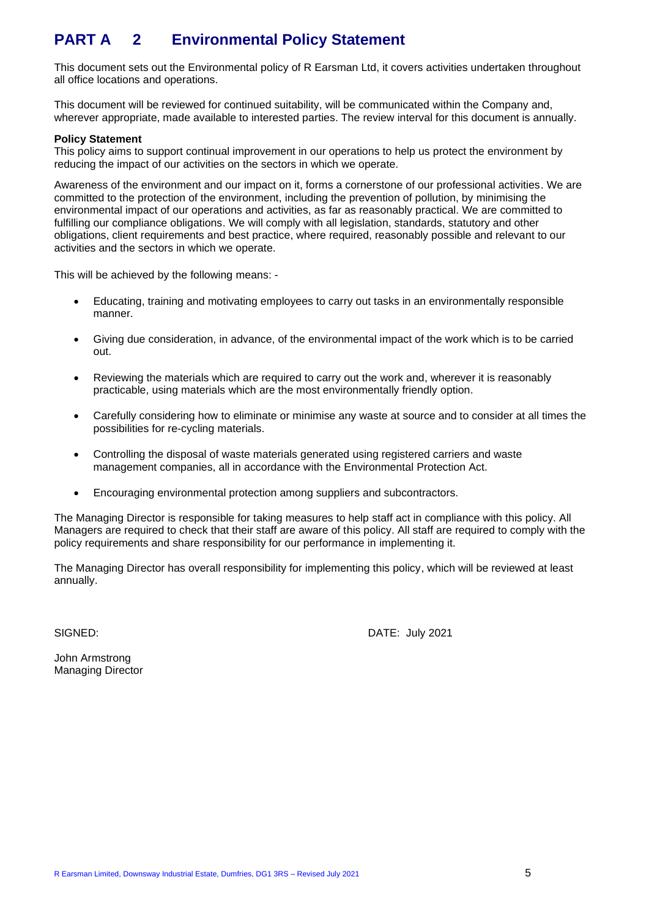# PART A 2 Environmental Policy Statement

This document sets out the Environmental policy of R Earsman Ltd, it covers activities undertaken throughout all office locations and operations.

This document will be reviewed for continued suitability, will be communicated within the Company and, wherever appropriate, made available to interested parties. The review interval for this document is annually.

**Policy Statement**
This policy aims to support continual improvement in our operations to help us protect the environment by reducing the impact of our activities on the sectors in which we operate.

Awareness of the environment and our impact on it, forms a cornerstone of our professional activities. We are committed to the protection of the environment, including the prevention of pollution, by minimising the environmental impact of our operations and activities, as far as reasonably practical. We are committed to fulfilling our compliance obligations. We will comply with all legislation, standards, statutory and other obligations, client requirements and best practice, where required, reasonably possible and relevant to our activities and the sectors in which we operate.

This will be achieved by the following means: -

- Educating, training and motivating employees to carry out tasks in an environmentally responsible manner.
- Giving due consideration, in advance, of the environmental impact of the work which is to be carried out.
- Reviewing the materials which are required to carry out the work and, wherever it is reasonably practicable, using materials which are the most environmentally friendly option.
- Carefully considering how to eliminate or minimise any waste at source and to consider at all times the possibilities for re-cycling materials.
- Controlling the disposal of waste materials generated using registered carriers and waste management companies, all in accordance with the Environmental Protection Act.
- Encouraging environmental protection among suppliers and subcontractors.

The Managing Director is responsible for taking measures to help staff act in compliance with this policy. All Managers are required to check that their staff are aware of this policy. All staff are required to comply with the policy requirements and share responsibility for our performance in implementing it.

The Managing Director has overall responsibility for implementing this policy, which will be reviewed at least annually.

SIGNED: DATE: July 2021

John Armstrong
Managing Director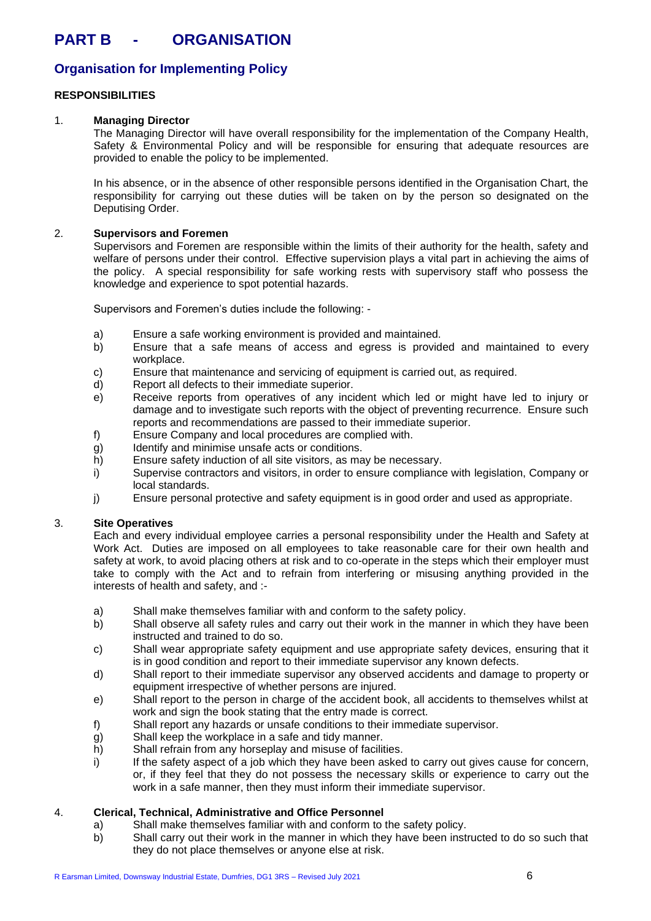# PART B - ORGANISATION

## Organisation for Implementing Policy

### RESPONSIBILITIES

1. **Managing Director**

   The Managing Director will have overall responsibility for the implementation of the Company Health, Safety & Environmental Policy and will be responsible for ensuring that adequate resources are provided to enable the policy to be implemented.

   In his absence, or in the absence of other responsible persons identified in the Organisation Chart, the responsibility for carrying out these duties will be taken on by the person so designated on the Deputising Order.

2. **Supervisors and Foremen**

   Supervisors and Foremen are responsible within the limits of their authority for the health, safety and welfare of persons under their control. Effective supervision plays a vital part in achieving the aims of the policy. A special responsibility for safe working rests with supervisory staff who possess the knowledge and experience to spot potential hazards.

   Supervisors and Foremen's duties include the following: -

   a) Ensure a safe working environment is provided and maintained.
   b) Ensure that a safe means of access and egress is provided and maintained to every workplace.
   c) Ensure that maintenance and servicing of equipment is carried out, as required.
   d) Report all defects to their immediate superior.
   e) Receive reports from operatives of any incident which led or might have led to injury or damage and to investigate such reports with the object of preventing recurrence. Ensure such reports and recommendations are passed to their immediate superior.
   f) Ensure Company and local procedures are complied with.
   g) Identify and minimise unsafe acts or conditions.
   h) Ensure safety induction of all site visitors, as may be necessary.
   i) Supervise contractors and visitors, in order to ensure compliance with legislation, Company or local standards.
   j) Ensure personal protective and safety equipment is in good order and used as appropriate.

3. **Site Operatives**

   Each and every individual employee carries a personal responsibility under the Health and Safety at Work Act. Duties are imposed on all employees to take reasonable care for their own health and safety at work, to avoid placing others at risk and to co-operate in the steps which their employer must take to comply with the Act and to refrain from interfering or misusing anything provided in the interests of health and safety, and :-

   a) Shall make themselves familiar with and conform to the safety policy.
   b) Shall observe all safety rules and carry out their work in the manner in which they have been instructed and trained to do so.
   c) Shall wear appropriate safety equipment and use appropriate safety devices, ensuring that it is in good condition and report to their immediate supervisor any known defects.
   d) Shall report to their immediate supervisor any observed accidents and damage to property or equipment irrespective of whether persons are injured.
   e) Shall report to the person in charge of the accident book, all accidents to themselves whilst at work and sign the book stating that the entry made is correct.
   f) Shall report any hazards or unsafe conditions to their immediate supervisor.
   g) Shall keep the workplace in a safe and tidy manner.
   h) Shall refrain from any horseplay and misuse of facilities.
   i) If the safety aspect of a job which they have been asked to carry out gives cause for concern, or, if they feel that they do not possess the necessary skills or experience to carry out the work in a safe manner, then they must inform their immediate supervisor.

4. **Clerical, Technical, Administrative and Office Personnel**

   a) Shall make themselves familiar with and conform to the safety policy.
   b) Shall carry out their work in the manner in which they have been instructed to do so such that they do not place themselves or anyone else at risk.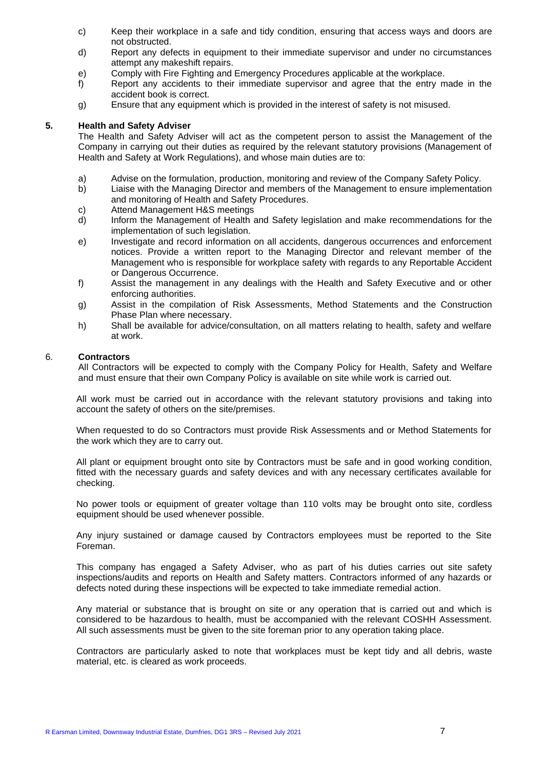c) Keep their workplace in a safe and tidy condition, ensuring that access ways and doors are not obstructed.
d) Report any defects in equipment to their immediate supervisor and under no circumstances attempt any makeshift repairs.
e) Comply with Fire Fighting and Emergency Procedures applicable at the workplace.
f) Report any accidents to their immediate supervisor and agree that the entry made in the accident book is correct.
g) Ensure that any equipment which is provided in the interest of safety is not misused.

## 5. Health and Safety Adviser

The Health and Safety Adviser will act as the competent person to assist the Management of the Company in carrying out their duties as required by the relevant statutory provisions (Management of Health and Safety at Work Regulations), and whose main duties are to:

a) Advise on the formulation, production, monitoring and review of the Company Safety Policy.
b) Liaise with the Managing Director and members of the Management to ensure implementation and monitoring of Health and Safety Procedures.
c) Attend Management H&S meetings
d) Inform the Management of Health and Safety legislation and make recommendations for the implementation of such legislation.
e) Investigate and record information on all accidents, dangerous occurrences and enforcement notices. Provide a written report to the Managing Director and relevant member of the Management who is responsible for workplace safety with regards to any Reportable Accident or Dangerous Occurrence.
f) Assist the management in any dealings with the Health and Safety Executive and or other enforcing authorities.
g) Assist in the compilation of Risk Assessments, Method Statements and the Construction Phase Plan where necessary.
h) Shall be available for advice/consultation, on all matters relating to health, safety and welfare at work.

## 6. Contractors

All Contractors will be expected to comply with the Company Policy for Health, Safety and Welfare and must ensure that their own Company Policy is available on site while work is carried out.

All work must be carried out in accordance with the relevant statutory provisions and taking into account the safety of others on the site/premises.

When requested to do so Contractors must provide Risk Assessments and or Method Statements for the work which they are to carry out.

All plant or equipment brought onto site by Contractors must be safe and in good working condition, fitted with the necessary guards and safety devices and with any necessary certificates available for checking.

No power tools or equipment of greater voltage than 110 volts may be brought onto site, cordless equipment should be used whenever possible.

Any injury sustained or damage caused by Contractors employees must be reported to the Site Foreman.

This company has engaged a Safety Adviser, who as part of his duties carries out site safety inspections/audits and reports on Health and Safety matters. Contractors informed of any hazards or defects noted during these inspections will be expected to take immediate remedial action.

Any material or substance that is brought on site or any operation that is carried out and which is considered to be hazardous to health, must be accompanied with the relevant COSHH Assessment. All such assessments must be given to the site foreman prior to any operation taking place.

Contractors are particularly asked to note that workplaces must be kept tidy and all debris, waste material, etc. is cleared as work proceeds.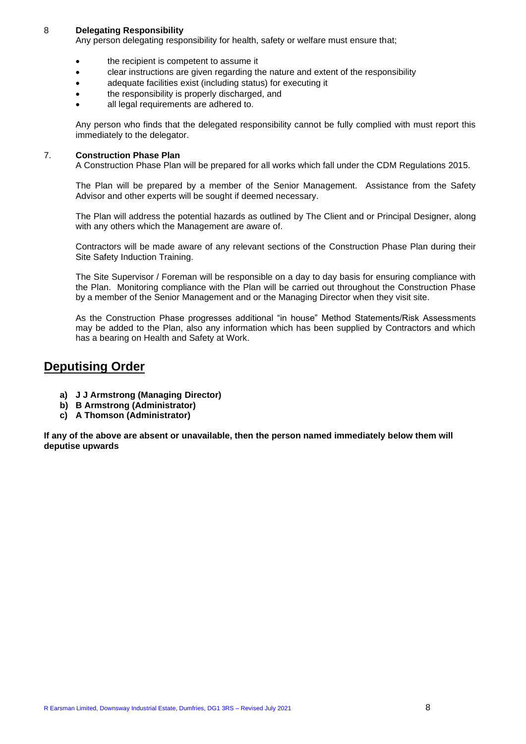8 **Delegating Responsibility**

Any person delegating responsibility for health, safety or welfare must ensure that;

- the recipient is competent to assume it
- clear instructions are given regarding the nature and extent of the responsibility
- adequate facilities exist (including status) for executing it
- the responsibility is properly discharged, and
- all legal requirements are adhered to.

Any person who finds that the delegated responsibility cannot be fully complied with must report this immediately to the delegator.

7. **Construction Phase Plan**

A Construction Phase Plan will be prepared for all works which fall under the CDM Regulations 2015.

The Plan will be prepared by a member of the Senior Management. Assistance from the Safety Advisor and other experts will be sought if deemed necessary.

The Plan will address the potential hazards as outlined by The Client and or Principal Designer, along with any others which the Management are aware of.

Contractors will be made aware of any relevant sections of the Construction Phase Plan during their Site Safety Induction Training.

The Site Supervisor / Foreman will be responsible on a day to day basis for ensuring compliance with the Plan. Monitoring compliance with the Plan will be carried out throughout the Construction Phase by a member of the Senior Management and or the Managing Director when they visit site.

As the Construction Phase progresses additional "in house" Method Statements/Risk Assessments may be added to the Plan, also any information which has been supplied by Contractors and which has a bearing on Health and Safety at Work.

## Deputising Order

**a) J J Armstrong (Managing Director)**
**b) B Armstrong (Administrator)**
**c) A Thomson (Administrator)**

**If any of the above are absent or unavailable, then the person named immediately below them will deputise upwards**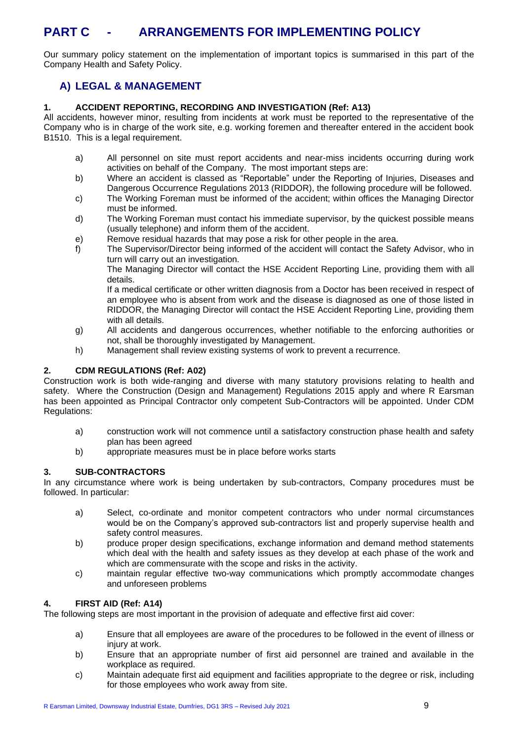# PART C - ARRANGEMENTS FOR IMPLEMENTING POLICY

Our summary policy statement on the implementation of important topics is summarised in this part of the Company Health and Safety Policy.

## A) LEGAL & MANAGEMENT

### 1. ACCIDENT REPORTING, RECORDING AND INVESTIGATION (Ref: A13)

All accidents, however minor, resulting from incidents at work must be reported to the representative of the Company who is in charge of the work site, e.g. working foremen and thereafter entered in the accident book B1510. This is a legal requirement.

a) All personnel on site must report accidents and near-miss incidents occurring during work activities on behalf of the Company. The most important steps are:

b) Where an accident is classed as "Reportable" under the Reporting of Injuries, Diseases and Dangerous Occurrence Regulations 2013 (RIDDOR), the following procedure will be followed.

c) The Working Foreman must be informed of the accident; within offices the Managing Director must be informed.

d) The Working Foreman must contact his immediate supervisor, by the quickest possible means (usually telephone) and inform them of the accident.

e) Remove residual hazards that may pose a risk for other people in the area.

f) The Supervisor/Director being informed of the accident will contact the Safety Advisor, who in turn will carry out an investigation.

   The Managing Director will contact the HSE Accident Reporting Line, providing them with all details.

   If a medical certificate or other written diagnosis from a Doctor has been received in respect of an employee who is absent from work and the disease is diagnosed as one of those listed in RIDDOR, the Managing Director will contact the HSE Accident Reporting Line, providing them with all details.

g) All accidents and dangerous occurrences, whether notifiable to the enforcing authorities or not, shall be thoroughly investigated by Management.

h) Management shall review existing systems of work to prevent a recurrence.

### 2. CDM REGULATIONS (Ref: A02)

Construction work is both wide-ranging and diverse with many statutory provisions relating to health and safety. Where the Construction (Design and Management) Regulations 2015 apply and where R Earsman has been appointed as Principal Contractor only competent Sub-Contractors will be appointed. Under CDM Regulations:

a) construction work will not commence until a satisfactory construction phase health and safety plan has been agreed

b) appropriate measures must be in place before works starts

### 3. SUB-CONTRACTORS

In any circumstance where work is being undertaken by sub-contractors, Company procedures must be followed. In particular:

a) Select, co-ordinate and monitor competent contractors who under normal circumstances would be on the Company's approved sub-contractors list and properly supervise health and safety control measures.

b) produce proper design specifications, exchange information and demand method statements which deal with the health and safety issues as they develop at each phase of the work and which are commensurate with the scope and risks in the activity.

c) maintain regular effective two-way communications which promptly accommodate changes and unforeseen problems

### 4. FIRST AID (Ref: A14)

The following steps are most important in the provision of adequate and effective first aid cover:

a) Ensure that all employees are aware of the procedures to be followed in the event of illness or injury at work.

b) Ensure that an appropriate number of first aid personnel are trained and available in the workplace as required.

c) Maintain adequate first aid equipment and facilities appropriate to the degree or risk, including for those employees who work away from site.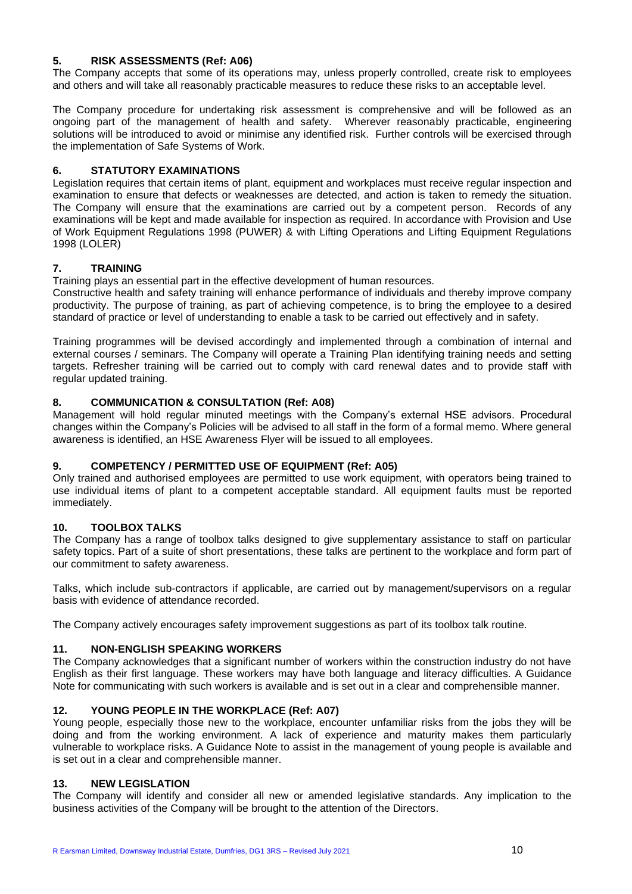## 5. RISK ASSESSMENTS (Ref: A06)

The Company accepts that some of its operations may, unless properly controlled, create risk to employees and others and will take all reasonably practicable measures to reduce these risks to an acceptable level.

The Company procedure for undertaking risk assessment is comprehensive and will be followed as an ongoing part of the management of health and safety. Wherever reasonably practicable, engineering solutions will be introduced to avoid or minimise any identified risk. Further controls will be exercised through the implementation of Safe Systems of Work.

## 6. STATUTORY EXAMINATIONS

Legislation requires that certain items of plant, equipment and workplaces must receive regular inspection and examination to ensure that defects or weaknesses are detected, and action is taken to remedy the situation. The Company will ensure that the examinations are carried out by a competent person. Records of any examinations will be kept and made available for inspection as required. In accordance with Provision and Use of Work Equipment Regulations 1998 (PUWER) & with Lifting Operations and Lifting Equipment Regulations 1998 (LOLER)

## 7. TRAINING

Training plays an essential part in the effective development of human resources.

Constructive health and safety training will enhance performance of individuals and thereby improve company productivity. The purpose of training, as part of achieving competence, is to bring the employee to a desired standard of practice or level of understanding to enable a task to be carried out effectively and in safety.

Training programmes will be devised accordingly and implemented through a combination of internal and external courses / seminars. The Company will operate a Training Plan identifying training needs and setting targets. Refresher training will be carried out to comply with card renewal dates and to provide staff with regular updated training.

## 8. COMMUNICATION & CONSULTATION (Ref: A08)

Management will hold regular minuted meetings with the Company's external HSE advisors. Procedural changes within the Company's Policies will be advised to all staff in the form of a formal memo. Where general awareness is identified, an HSE Awareness Flyer will be issued to all employees.

## 9. COMPETENCY / PERMITTED USE OF EQUIPMENT (Ref: A05)

Only trained and authorised employees are permitted to use work equipment, with operators being trained to use individual items of plant to a competent acceptable standard. All equipment faults must be reported immediately.

## 10. TOOLBOX TALKS

The Company has a range of toolbox talks designed to give supplementary assistance to staff on particular safety topics. Part of a suite of short presentations, these talks are pertinent to the workplace and form part of our commitment to safety awareness.

Talks, which include sub-contractors if applicable, are carried out by management/supervisors on a regular basis with evidence of attendance recorded.

The Company actively encourages safety improvement suggestions as part of its toolbox talk routine.

## 11. NON-ENGLISH SPEAKING WORKERS

The Company acknowledges that a significant number of workers within the construction industry do not have English as their first language. These workers may have both language and literacy difficulties. A Guidance Note for communicating with such workers is available and is set out in a clear and comprehensible manner.

## 12. YOUNG PEOPLE IN THE WORKPLACE (Ref: A07)

Young people, especially those new to the workplace, encounter unfamiliar risks from the jobs they will be doing and from the working environment. A lack of experience and maturity makes them particularly vulnerable to workplace risks. A Guidance Note to assist in the management of young people is available and is set out in a clear and comprehensible manner.

## 13. NEW LEGISLATION

The Company will identify and consider all new or amended legislative standards. Any implication to the business activities of the Company will be brought to the attention of the Directors.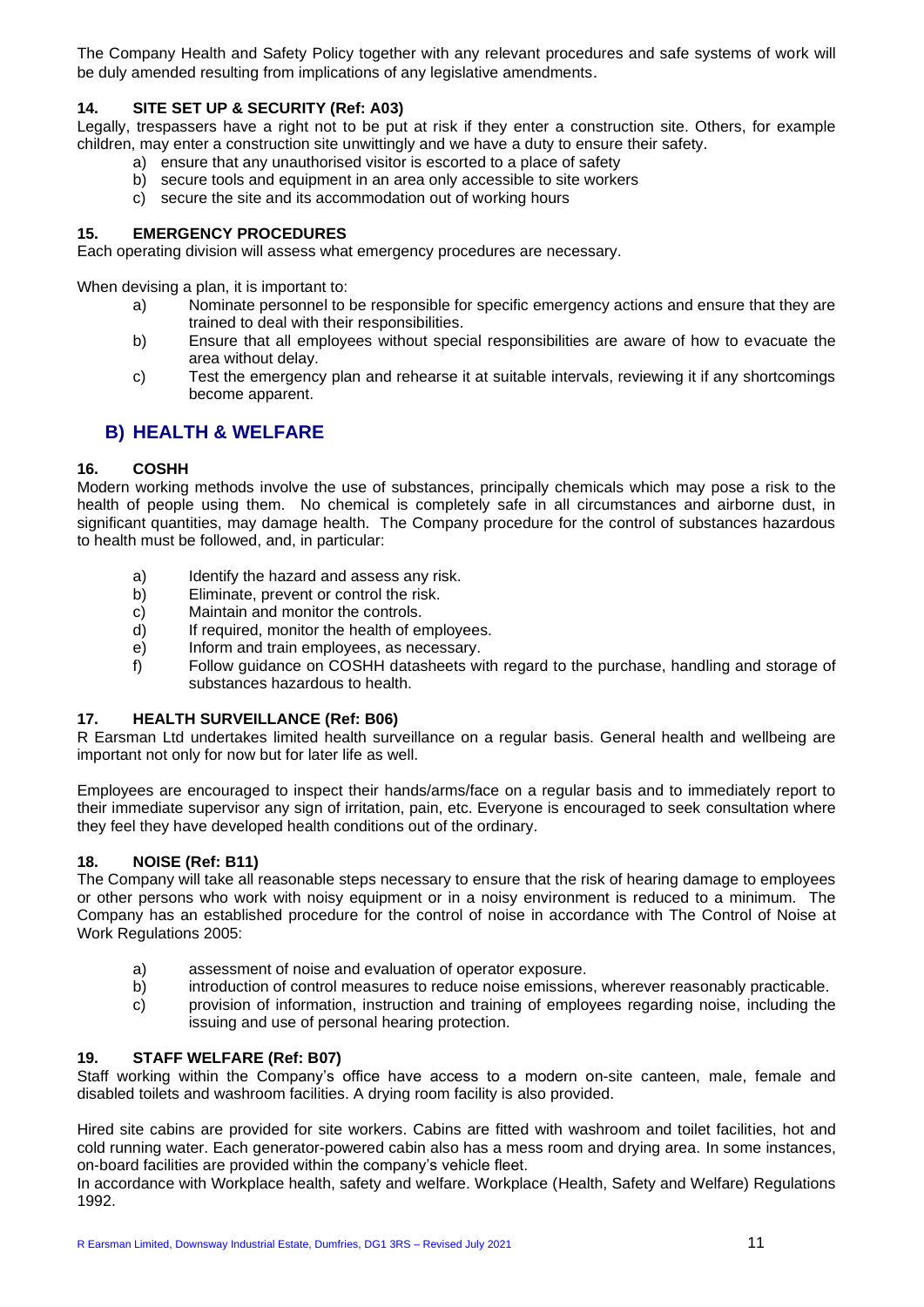The Company Health and Safety Policy together with any relevant procedures and safe systems of work will be duly amended resulting from implications of any legislative amendments.

### 14. SITE SET UP & SECURITY (Ref: A03)

Legally, trespassers have a right not to be put at risk if they enter a construction site. Others, for example children, may enter a construction site unwittingly and we have a duty to ensure their safety.

a) ensure that any unauthorised visitor is escorted to a place of safety
b) secure tools and equipment in an area only accessible to site workers
c) secure the site and its accommodation out of working hours

### 15. EMERGENCY PROCEDURES

Each operating division will assess what emergency procedures are necessary.

When devising a plan, it is important to:

a) Nominate personnel to be responsible for specific emergency actions and ensure that they are trained to deal with their responsibilities.
b) Ensure that all employees without special responsibilities are aware of how to evacuate the area without delay.
c) Test the emergency plan and rehearse it at suitable intervals, reviewing it if any shortcomings become apparent.

## B) HEALTH & WELFARE

### 16. COSHH

Modern working methods involve the use of substances, principally chemicals which may pose a risk to the health of people using them. No chemical is completely safe in all circumstances and airborne dust, in significant quantities, may damage health. The Company procedure for the control of substances hazardous to health must be followed, and, in particular:

a) Identify the hazard and assess any risk.
b) Eliminate, prevent or control the risk.
c) Maintain and monitor the controls.
d) If required, monitor the health of employees.
e) Inform and train employees, as necessary.
f) Follow guidance on COSHH datasheets with regard to the purchase, handling and storage of substances hazardous to health.

### 17. HEALTH SURVEILLANCE (Ref: B06)

R Earsman Ltd undertakes limited health surveillance on a regular basis. General health and wellbeing are important not only for now but for later life as well.

Employees are encouraged to inspect their hands/arms/face on a regular basis and to immediately report to their immediate supervisor any sign of irritation, pain, etc. Everyone is encouraged to seek consultation where they feel they have developed health conditions out of the ordinary.

### 18. NOISE (Ref: B11)

The Company will take all reasonable steps necessary to ensure that the risk of hearing damage to employees or other persons who work with noisy equipment or in a noisy environment is reduced to a minimum. The Company has an established procedure for the control of noise in accordance with The Control of Noise at Work Regulations 2005:

a) assessment of noise and evaluation of operator exposure.
b) introduction of control measures to reduce noise emissions, wherever reasonably practicable.
c) provision of information, instruction and training of employees regarding noise, including the issuing and use of personal hearing protection.

### 19. STAFF WELFARE (Ref: B07)

Staff working within the Company's office have access to a modern on-site canteen, male, female and disabled toilets and washroom facilities. A drying room facility is also provided.

Hired site cabins are provided for site workers. Cabins are fitted with washroom and toilet facilities, hot and cold running water. Each generator-powered cabin also has a mess room and drying area. In some instances, on-board facilities are provided within the company's vehicle fleet.
In accordance with Workplace health, safety and welfare. Workplace (Health, Safety and Welfare) Regulations 1992.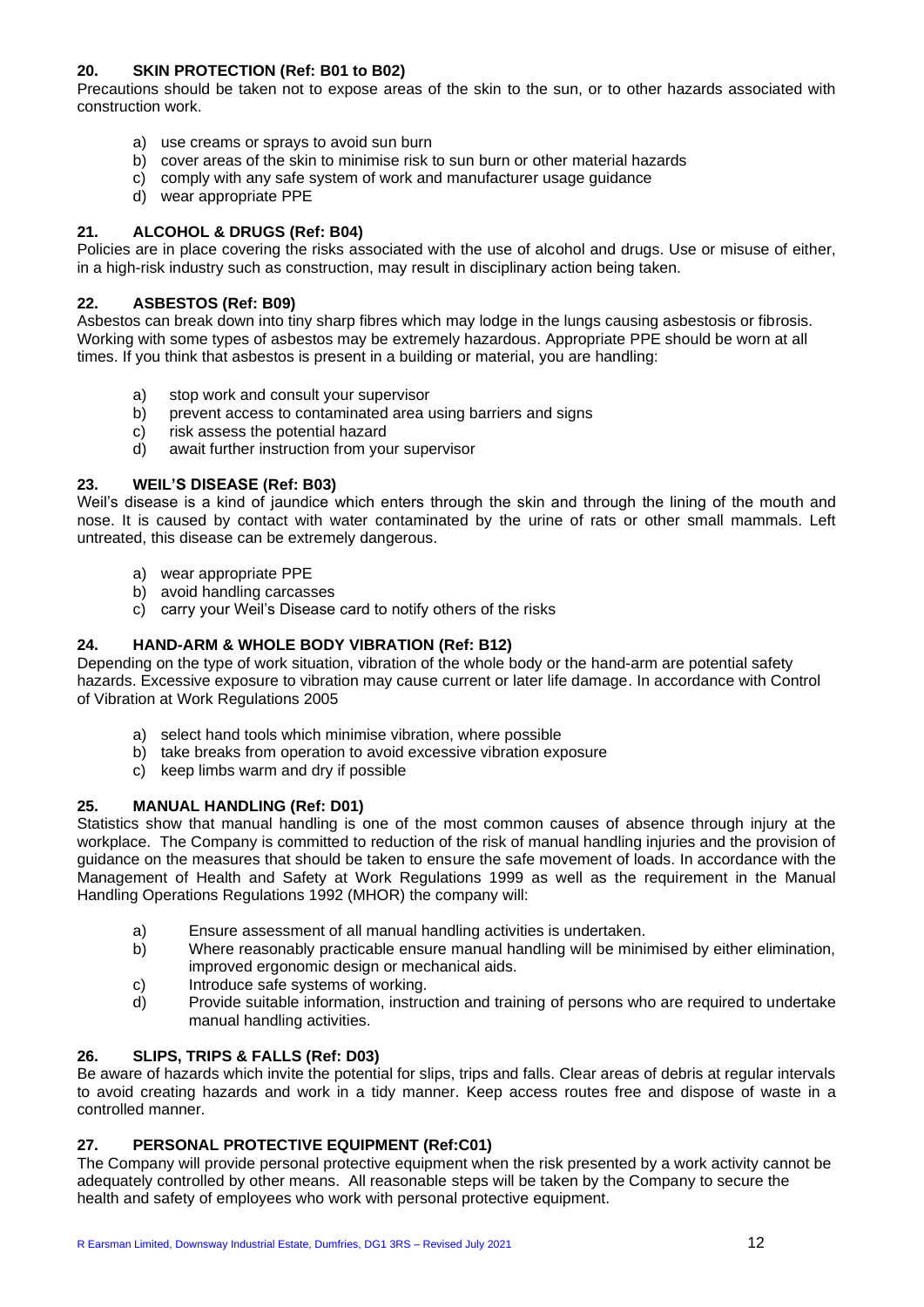## 20. SKIN PROTECTION (Ref: B01 to B02)

Precautions should be taken not to expose areas of the skin to the sun, or to other hazards associated with construction work.

a) use creams or sprays to avoid sun burn
b) cover areas of the skin to minimise risk to sun burn or other material hazards
c) comply with any safe system of work and manufacturer usage guidance
d) wear appropriate PPE

## 21. ALCOHOL & DRUGS (Ref: B04)

Policies are in place covering the risks associated with the use of alcohol and drugs. Use or misuse of either, in a high-risk industry such as construction, may result in disciplinary action being taken.

## 22. ASBESTOS (Ref: B09)

Asbestos can break down into tiny sharp fibres which may lodge in the lungs causing asbestosis or fibrosis. Working with some types of asbestos may be extremely hazardous. Appropriate PPE should be worn at all times. If you think that asbestos is present in a building or material, you are handling:

a) stop work and consult your supervisor
b) prevent access to contaminated area using barriers and signs
c) risk assess the potential hazard
d) await further instruction from your supervisor

## 23. WEIL'S DISEASE (Ref: B03)

Weil's disease is a kind of jaundice which enters through the skin and through the lining of the mouth and nose. It is caused by contact with water contaminated by the urine of rats or other small mammals. Left untreated, this disease can be extremely dangerous.

a) wear appropriate PPE
b) avoid handling carcasses
c) carry your Weil's Disease card to notify others of the risks

## 24. HAND-ARM & WHOLE BODY VIBRATION (Ref: B12)

Depending on the type of work situation, vibration of the whole body or the hand-arm are potential safety hazards. Excessive exposure to vibration may cause current or later life damage. In accordance with Control of Vibration at Work Regulations 2005

a) select hand tools which minimise vibration, where possible
b) take breaks from operation to avoid excessive vibration exposure
c) keep limbs warm and dry if possible

## 25. MANUAL HANDLING (Ref: D01)

Statistics show that manual handling is one of the most common causes of absence through injury at the workplace. The Company is committed to reduction of the risk of manual handling injuries and the provision of guidance on the measures that should be taken to ensure the safe movement of loads. In accordance with the Management of Health and Safety at Work Regulations 1999 as well as the requirement in the Manual Handling Operations Regulations 1992 (MHOR) the company will:

a) Ensure assessment of all manual handling activities is undertaken.
b) Where reasonably practicable ensure manual handling will be minimised by either elimination, improved ergonomic design or mechanical aids.
c) Introduce safe systems of working.
d) Provide suitable information, instruction and training of persons who are required to undertake manual handling activities.

## 26. SLIPS, TRIPS & FALLS (Ref: D03)

Be aware of hazards which invite the potential for slips, trips and falls. Clear areas of debris at regular intervals to avoid creating hazards and work in a tidy manner. Keep access routes free and dispose of waste in a controlled manner.

## 27. PERSONAL PROTECTIVE EQUIPMENT (Ref:C01)

The Company will provide personal protective equipment when the risk presented by a work activity cannot be adequately controlled by other means. All reasonable steps will be taken by the Company to secure the health and safety of employees who work with personal protective equipment.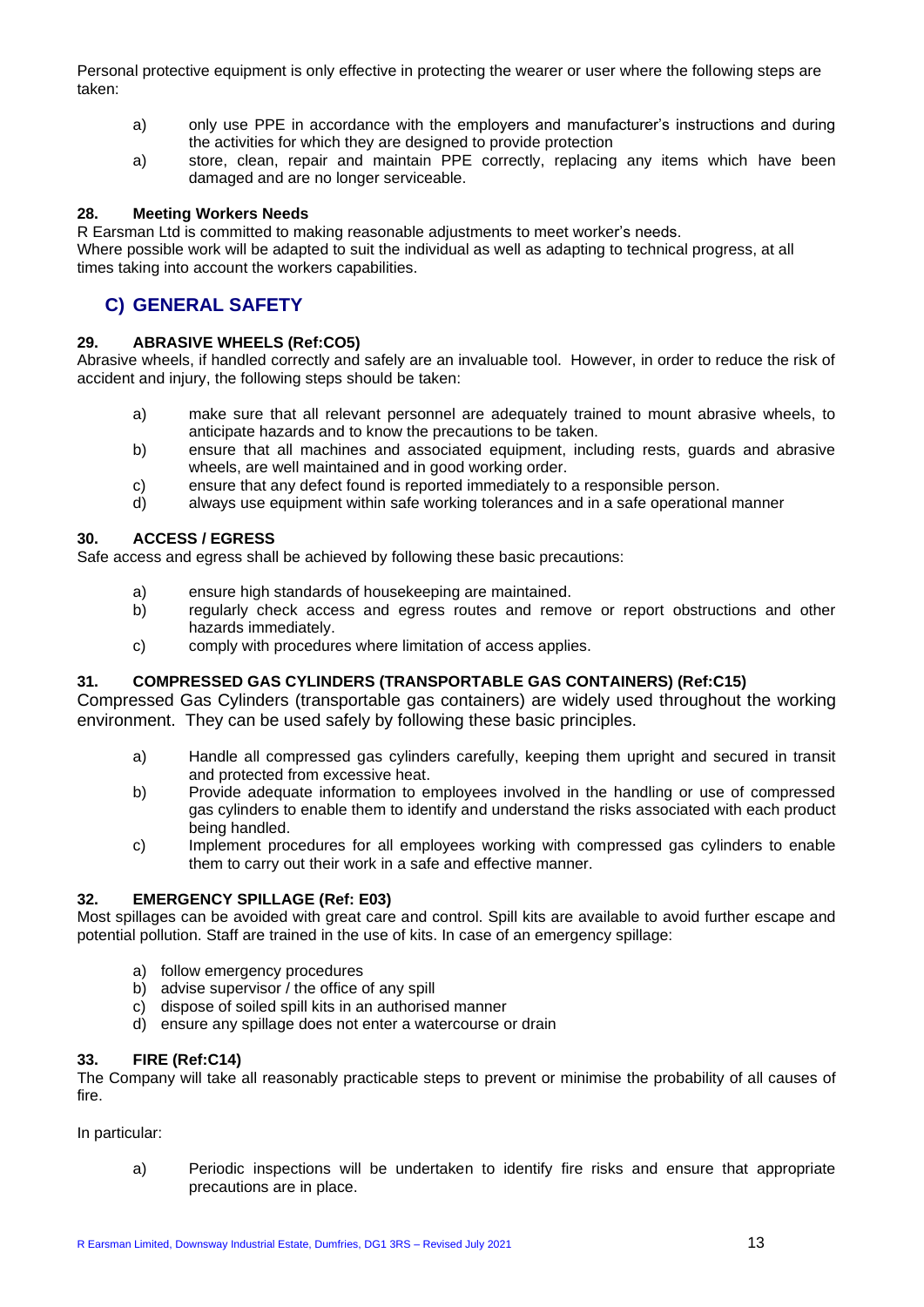Personal protective equipment is only effective in protecting the wearer or user where the following steps are taken:

a) only use PPE in accordance with the employers and manufacturer's instructions and during the activities for which they are designed to provide protection

a) store, clean, repair and maintain PPE correctly, replacing any items which have been damaged and are no longer serviceable.

### 28. Meeting Workers Needs

R Earsman Ltd is committed to making reasonable adjustments to meet worker's needs.
Where possible work will be adapted to suit the individual as well as adapting to technical progress, at all times taking into account the workers capabilities.

## C) GENERAL SAFETY

### 29. ABRASIVE WHEELS (Ref:CO5)

Abrasive wheels, if handled correctly and safely are an invaluable tool. However, in order to reduce the risk of accident and injury, the following steps should be taken:

a) make sure that all relevant personnel are adequately trained to mount abrasive wheels, to anticipate hazards and to know the precautions to be taken.

b) ensure that all machines and associated equipment, including rests, guards and abrasive wheels, are well maintained and in good working order.

c) ensure that any defect found is reported immediately to a responsible person.

d) always use equipment within safe working tolerances and in a safe operational manner

### 30. ACCESS / EGRESS

Safe access and egress shall be achieved by following these basic precautions:

a) ensure high standards of housekeeping are maintained.

b) regularly check access and egress routes and remove or report obstructions and other hazards immediately.

c) comply with procedures where limitation of access applies.

### 31. COMPRESSED GAS CYLINDERS (TRANSPORTABLE GAS CONTAINERS) (Ref:C15)

Compressed Gas Cylinders (transportable gas containers) are widely used throughout the working environment. They can be used safely by following these basic principles.

a) Handle all compressed gas cylinders carefully, keeping them upright and secured in transit and protected from excessive heat.

b) Provide adequate information to employees involved in the handling or use of compressed gas cylinders to enable them to identify and understand the risks associated with each product being handled.

c) Implement procedures for all employees working with compressed gas cylinders to enable them to carry out their work in a safe and effective manner.

### 32. EMERGENCY SPILLAGE (Ref: E03)

Most spillages can be avoided with great care and control. Spill kits are available to avoid further escape and potential pollution. Staff are trained in the use of kits. In case of an emergency spillage:

a) follow emergency procedures
b) advise supervisor / the office of any spill
c) dispose of soiled spill kits in an authorised manner
d) ensure any spillage does not enter a watercourse or drain

### 33. FIRE (Ref:C14)

The Company will take all reasonably practicable steps to prevent or minimise the probability of all causes of fire.

In particular:

a) Periodic inspections will be undertaken to identify fire risks and ensure that appropriate precautions are in place.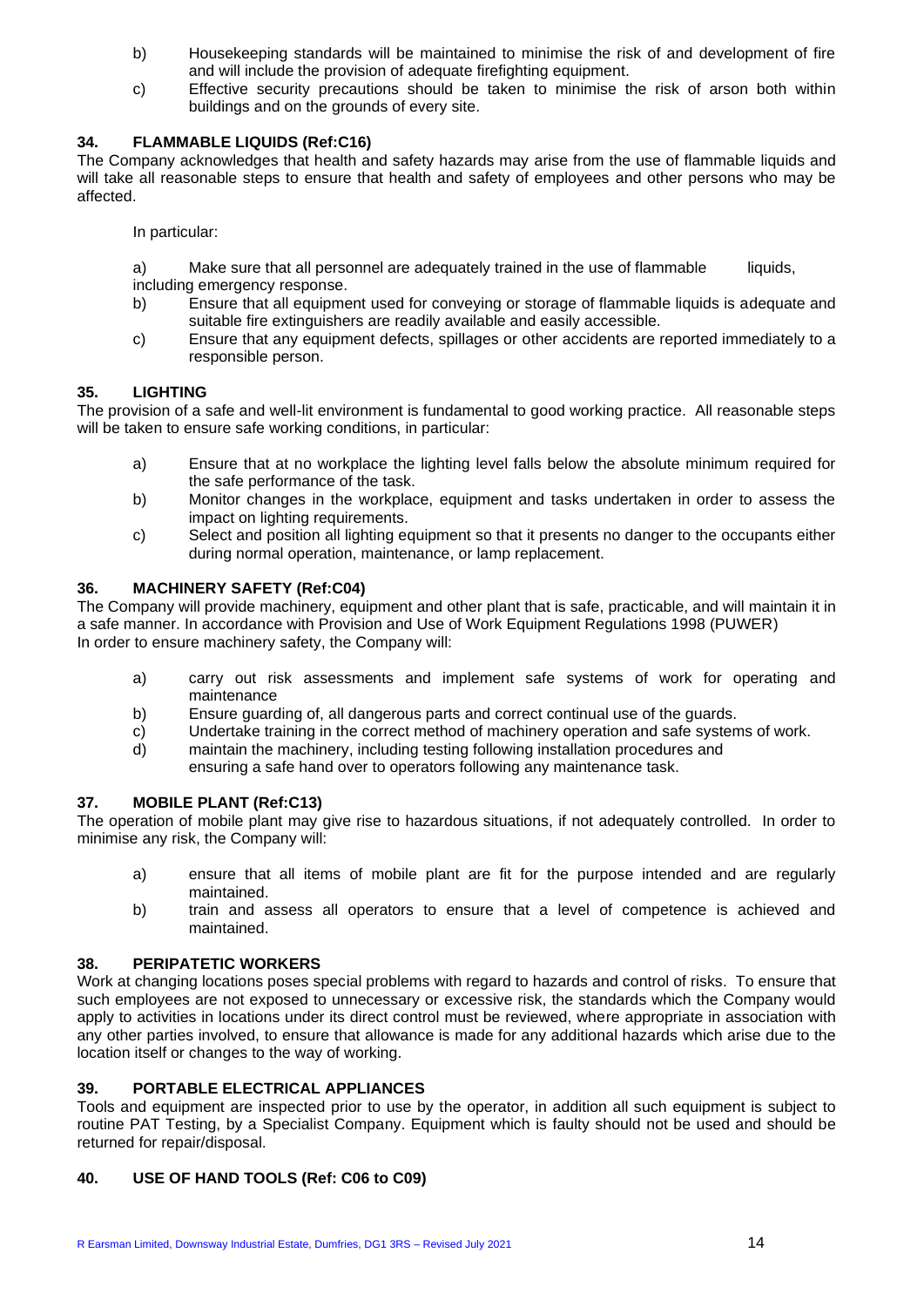b) Housekeeping standards will be maintained to minimise the risk of and development of fire and will include the provision of adequate firefighting equipment.

c) Effective security precautions should be taken to minimise the risk of arson both within buildings and on the grounds of every site.

### 34. FLAMMABLE LIQUIDS (Ref:C16)

The Company acknowledges that health and safety hazards may arise from the use of flammable liquids and will take all reasonable steps to ensure that health and safety of employees and other persons who may be affected.

In particular:

a) Make sure that all personnel are adequately trained in the use of flammable liquids, including emergency response.

b) Ensure that all equipment used for conveying or storage of flammable liquids is adequate and suitable fire extinguishers are readily available and easily accessible.

c) Ensure that any equipment defects, spillages or other accidents are reported immediately to a responsible person.

### 35. LIGHTING

The provision of a safe and well-lit environment is fundamental to good working practice. All reasonable steps will be taken to ensure safe working conditions, in particular:

a) Ensure that at no workplace the lighting level falls below the absolute minimum required for the safe performance of the task.

b) Monitor changes in the workplace, equipment and tasks undertaken in order to assess the impact on lighting requirements.

c) Select and position all lighting equipment so that it presents no danger to the occupants either during normal operation, maintenance, or lamp replacement.

### 36. MACHINERY SAFETY (Ref:C04)

The Company will provide machinery, equipment and other plant that is safe, practicable, and will maintain it in a safe manner. In accordance with Provision and Use of Work Equipment Regulations 1998 (PUWER)
In order to ensure machinery safety, the Company will:

a) carry out risk assessments and implement safe systems of work for operating and maintenance

b) Ensure guarding of, all dangerous parts and correct continual use of the guards.

c) Undertake training in the correct method of machinery operation and safe systems of work.

d) maintain the machinery, including testing following installation procedures and ensuring a safe hand over to operators following any maintenance task.

### 37. MOBILE PLANT (Ref:C13)

The operation of mobile plant may give rise to hazardous situations, if not adequately controlled. In order to minimise any risk, the Company will:

a) ensure that all items of mobile plant are fit for the purpose intended and are regularly maintained.

b) train and assess all operators to ensure that a level of competence is achieved and maintained.

### 38. PERIPATETIC WORKERS

Work at changing locations poses special problems with regard to hazards and control of risks. To ensure that such employees are not exposed to unnecessary or excessive risk, the standards which the Company would apply to activities in locations under its direct control must be reviewed, where appropriate in association with any other parties involved, to ensure that allowance is made for any additional hazards which arise due to the location itself or changes to the way of working.

### 39. PORTABLE ELECTRICAL APPLIANCES

Tools and equipment are inspected prior to use by the operator, in addition all such equipment is subject to routine PAT Testing, by a Specialist Company. Equipment which is faulty should not be used and should be returned for repair/disposal.

### 40. USE OF HAND TOOLS (Ref: C06 to C09)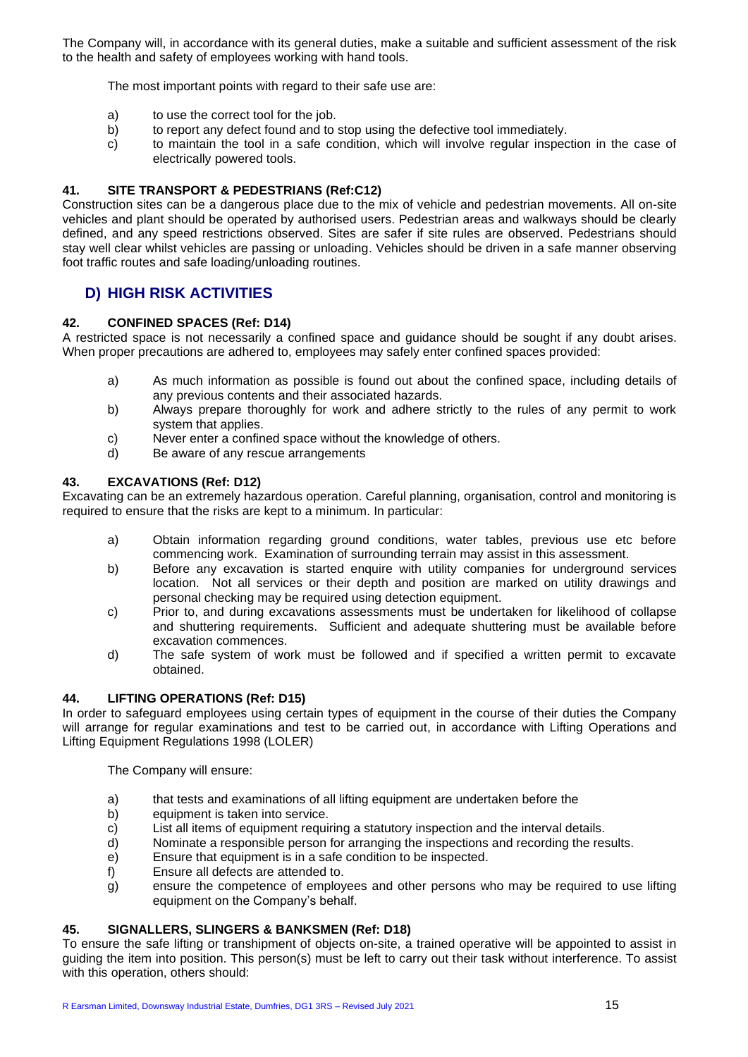The Company will, in accordance with its general duties, make a suitable and sufficient assessment of the risk to the health and safety of employees working with hand tools.

The most important points with regard to their safe use are:

a) to use the correct tool for the job.
b) to report any defect found and to stop using the defective tool immediately.
c) to maintain the tool in a safe condition, which will involve regular inspection in the case of electrically powered tools.

### 41. SITE TRANSPORT & PEDESTRIANS (Ref:C12)

Construction sites can be a dangerous place due to the mix of vehicle and pedestrian movements. All on-site vehicles and plant should be operated by authorised users. Pedestrian areas and walkways should be clearly defined, and any speed restrictions observed. Sites are safer if site rules are observed. Pedestrians should stay well clear whilst vehicles are passing or unloading. Vehicles should be driven in a safe manner observing foot traffic routes and safe loading/unloading routines.

## D) HIGH RISK ACTIVITIES

### 42. CONFINED SPACES (Ref: D14)

A restricted space is not necessarily a confined space and guidance should be sought if any doubt arises. When proper precautions are adhered to, employees may safely enter confined spaces provided:

a) As much information as possible is found out about the confined space, including details of any previous contents and their associated hazards.
b) Always prepare thoroughly for work and adhere strictly to the rules of any permit to work system that applies.
c) Never enter a confined space without the knowledge of others.
d) Be aware of any rescue arrangements

### 43. EXCAVATIONS (Ref: D12)

Excavating can be an extremely hazardous operation. Careful planning, organisation, control and monitoring is required to ensure that the risks are kept to a minimum. In particular:

a) Obtain information regarding ground conditions, water tables, previous use etc before commencing work. Examination of surrounding terrain may assist in this assessment.
b) Before any excavation is started enquire with utility companies for underground services location. Not all services or their depth and position are marked on utility drawings and personal checking may be required using detection equipment.
c) Prior to, and during excavations assessments must be undertaken for likelihood of collapse and shuttering requirements. Sufficient and adequate shuttering must be available before excavation commences.
d) The safe system of work must be followed and if specified a written permit to excavate obtained.

### 44. LIFTING OPERATIONS (Ref: D15)

In order to safeguard employees using certain types of equipment in the course of their duties the Company will arrange for regular examinations and test to be carried out, in accordance with Lifting Operations and Lifting Equipment Regulations 1998 (LOLER)

The Company will ensure:

a) that tests and examinations of all lifting equipment are undertaken before the
b) equipment is taken into service.
c) List all items of equipment requiring a statutory inspection and the interval details.
d) Nominate a responsible person for arranging the inspections and recording the results.
e) Ensure that equipment is in a safe condition to be inspected.
f) Ensure all defects are attended to.
g) ensure the competence of employees and other persons who may be required to use lifting equipment on the Company's behalf.

### 45. SIGNALLERS, SLINGERS & BANKSMEN (Ref: D18)

To ensure the safe lifting or transhipment of objects on-site, a trained operative will be appointed to assist in guiding the item into position. This person(s) must be left to carry out their task without interference. To assist with this operation, others should: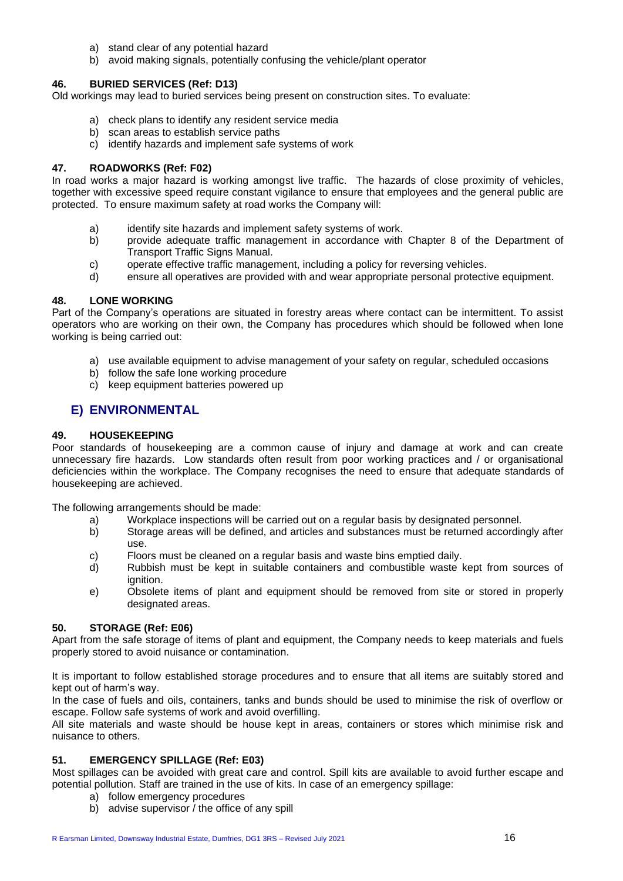a) stand clear of any potential hazard
b) avoid making signals, potentially confusing the vehicle/plant operator

### 46. BURIED SERVICES (Ref: D13)

Old workings may lead to buried services being present on construction sites. To evaluate:

a) check plans to identify any resident service media
b) scan areas to establish service paths
c) identify hazards and implement safe systems of work

### 47. ROADWORKS (Ref: F02)

In road works a major hazard is working amongst live traffic. The hazards of close proximity of vehicles, together with excessive speed require constant vigilance to ensure that employees and the general public are protected. To ensure maximum safety at road works the Company will:

a) identify site hazards and implement safety systems of work.
b) provide adequate traffic management in accordance with Chapter 8 of the Department of Transport Traffic Signs Manual.
c) operate effective traffic management, including a policy for reversing vehicles.
d) ensure all operatives are provided with and wear appropriate personal protective equipment.

### 48. LONE WORKING

Part of the Company's operations are situated in forestry areas where contact can be intermittent. To assist operators who are working on their own, the Company has procedures which should be followed when lone working is being carried out:

a) use available equipment to advise management of your safety on regular, scheduled occasions
b) follow the safe lone working procedure
c) keep equipment batteries powered up

## E) ENVIRONMENTAL

### 49. HOUSEKEEPING

Poor standards of housekeeping are a common cause of injury and damage at work and can create unnecessary fire hazards. Low standards often result from poor working practices and / or organisational deficiencies within the workplace. The Company recognises the need to ensure that adequate standards of housekeeping are achieved.

The following arrangements should be made:

a) Workplace inspections will be carried out on a regular basis by designated personnel.
b) Storage areas will be defined, and articles and substances must be returned accordingly after use.
c) Floors must be cleaned on a regular basis and waste bins emptied daily.
d) Rubbish must be kept in suitable containers and combustible waste kept from sources of ignition.
e) Obsolete items of plant and equipment should be removed from site or stored in properly designated areas.

### 50. STORAGE (Ref: E06)

Apart from the safe storage of items of plant and equipment, the Company needs to keep materials and fuels properly stored to avoid nuisance or contamination.

It is important to follow established storage procedures and to ensure that all items are suitably stored and kept out of harm's way.

In the case of fuels and oils, containers, tanks and bunds should be used to minimise the risk of overflow or escape. Follow safe systems of work and avoid overfilling.

All site materials and waste should be house kept in areas, containers or stores which minimise risk and nuisance to others.

### 51. EMERGENCY SPILLAGE (Ref: E03)

Most spillages can be avoided with great care and control. Spill kits are available to avoid further escape and potential pollution. Staff are trained in the use of kits. In case of an emergency spillage:

a) follow emergency procedures
b) advise supervisor / the office of any spill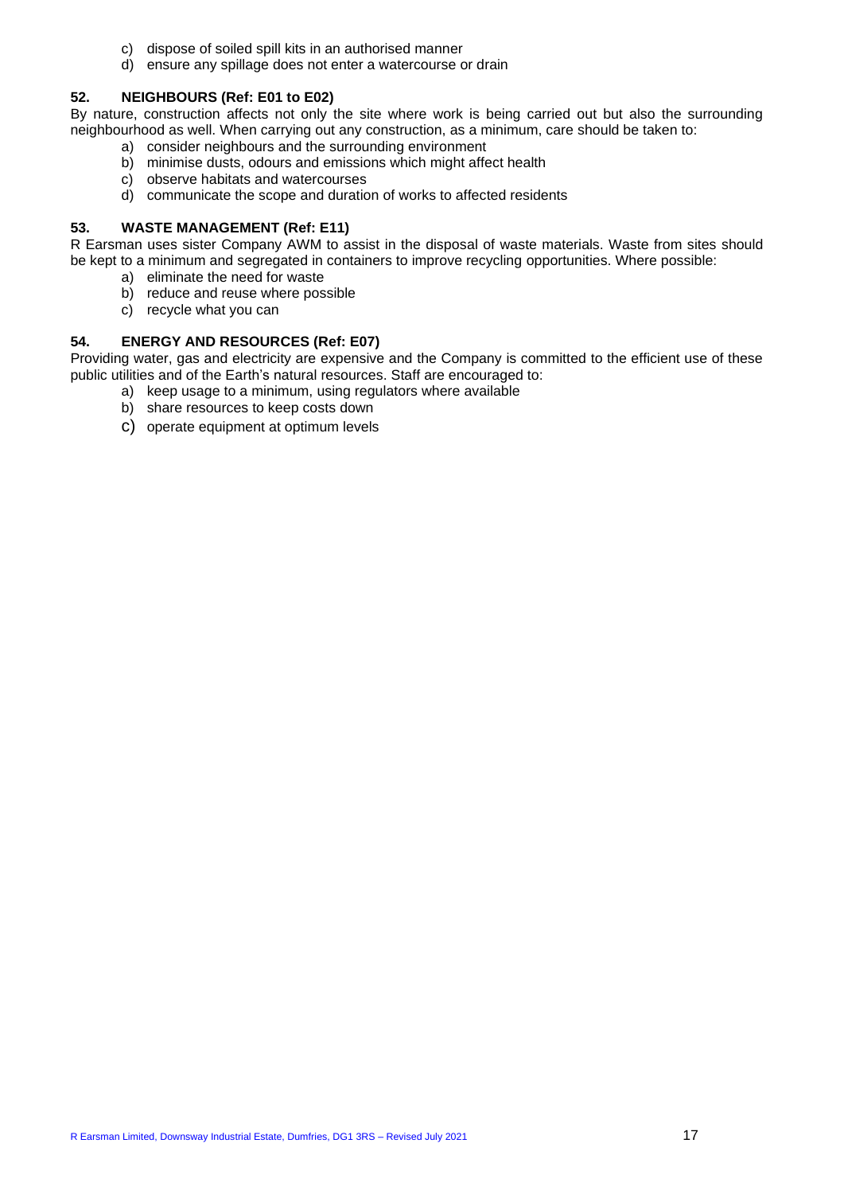c) dispose of soiled spill kits in an authorised manner
d) ensure any spillage does not enter a watercourse or drain

## 52. NEIGHBOURS (Ref: E01 to E02)

By nature, construction affects not only the site where work is being carried out but also the surrounding neighbourhood as well. When carrying out any construction, as a minimum, care should be taken to:

a) consider neighbours and the surrounding environment
b) minimise dusts, odours and emissions which might affect health
c) observe habitats and watercourses
d) communicate the scope and duration of works to affected residents

## 53. WASTE MANAGEMENT (Ref: E11)

R Earsman uses sister Company AWM to assist in the disposal of waste materials. Waste from sites should be kept to a minimum and segregated in containers to improve recycling opportunities. Where possible:

a) eliminate the need for waste
b) reduce and reuse where possible
c) recycle what you can

## 54. ENERGY AND RESOURCES (Ref: E07)

Providing water, gas and electricity are expensive and the Company is committed to the efficient use of these public utilities and of the Earth's natural resources. Staff are encouraged to:

a) keep usage to a minimum, using regulators where available
b) share resources to keep costs down
c) operate equipment at optimum levels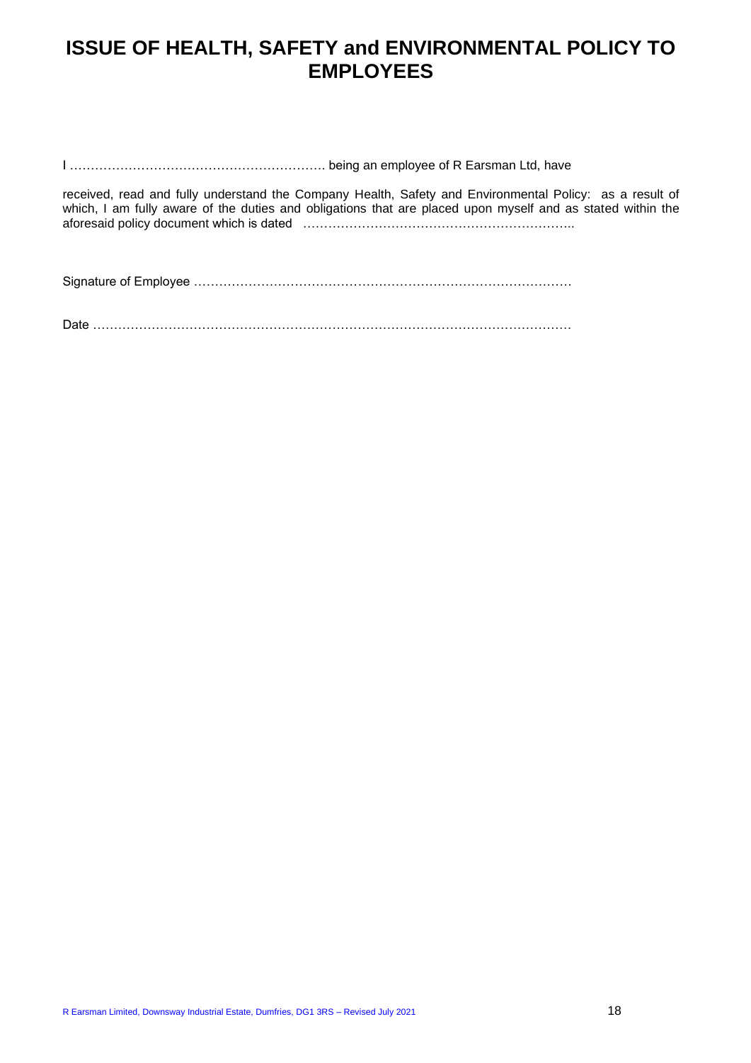# ISSUE OF HEALTH, SAFETY and ENVIRONMENTAL POLICY TO EMPLOYEES

I …………………………………………………… being an employee of R Earsman Ltd, have

received, read and fully understand the Company Health, Safety and Environmental Policy: as a result of which, I am fully aware of the duties and obligations that are placed upon myself and as stated within the aforesaid policy document which is dated ………………………………………………………..

Signature of Employee ……………………………………………………………………………

Date ………………………………………………………………………………………………